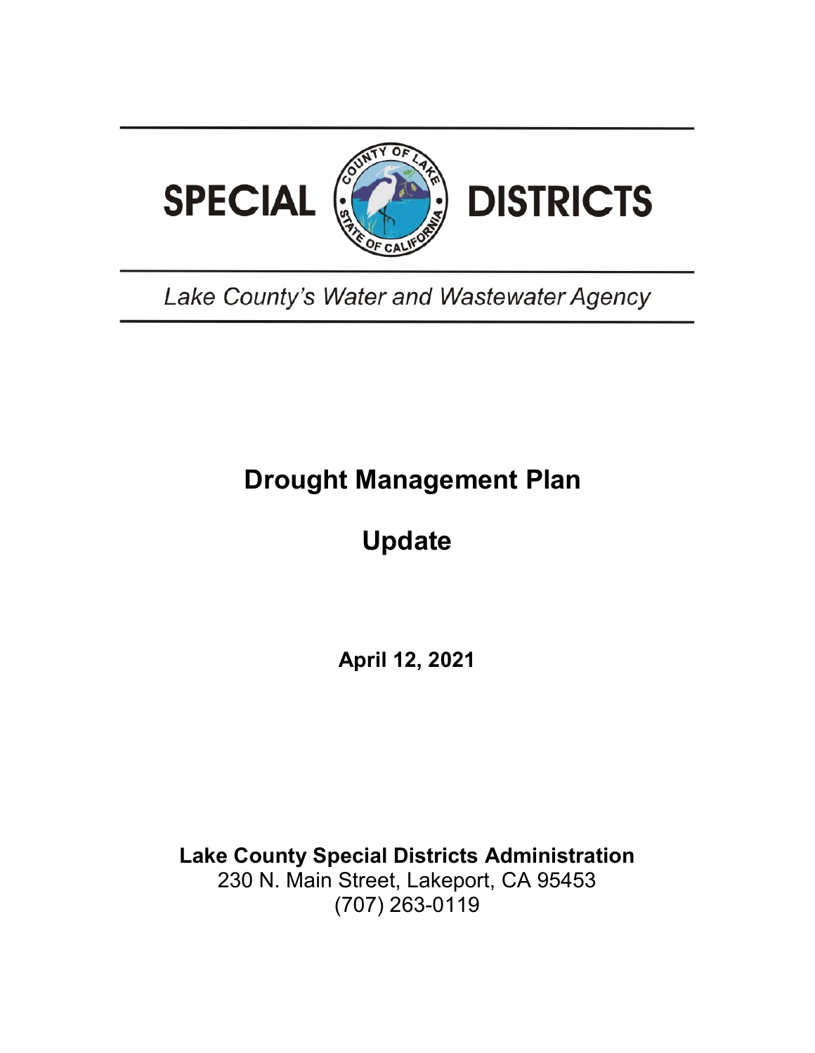SPECIAL DISTRICTS

*Lake County's Water and Wastewater Agency*

# Drought Management Plan

# Update

**April 12, 2021**

**Lake County Special Districts Administration**
230 N. Main Street, Lakeport, CA 95453
(707) 263-0119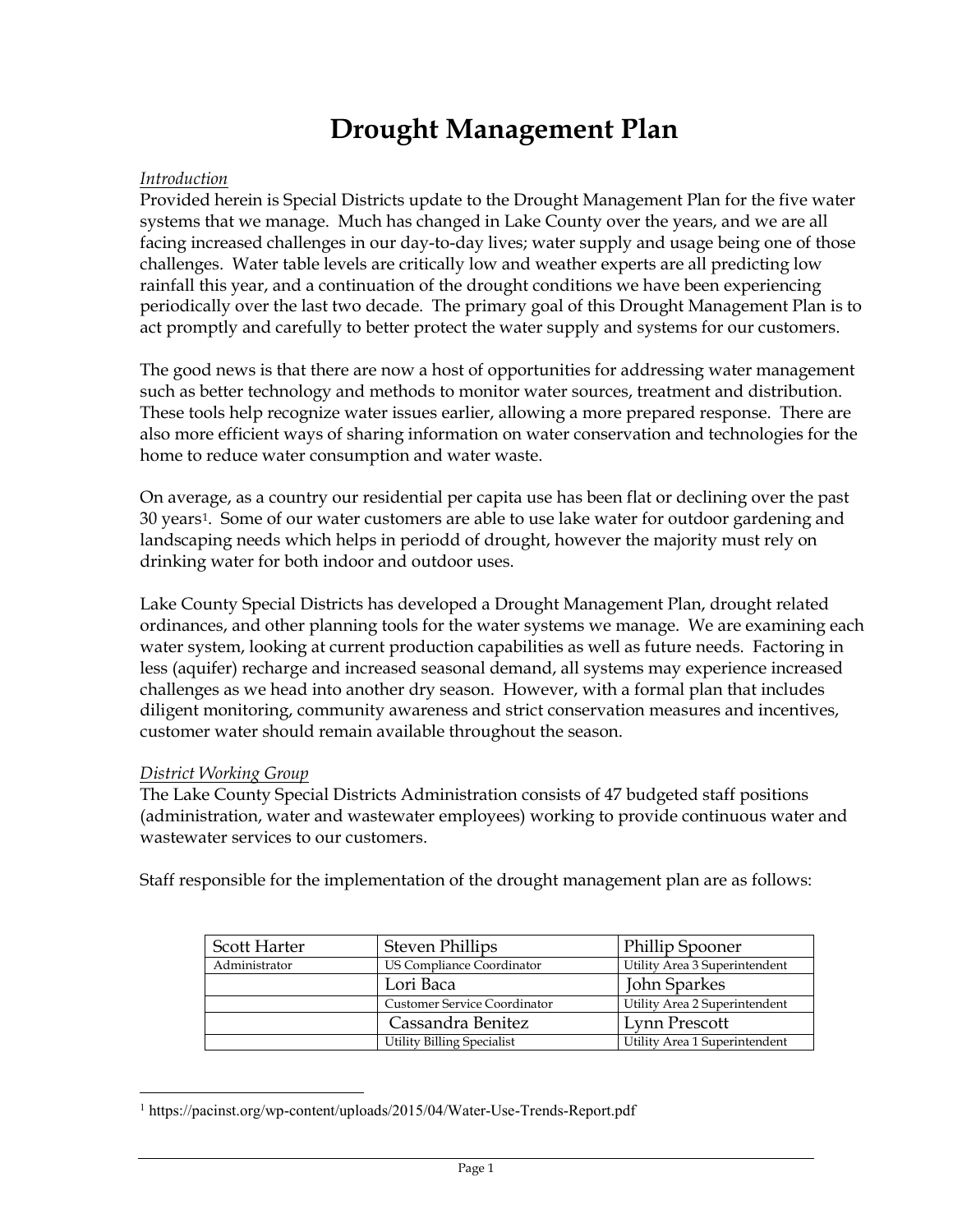# Drought Management Plan

*Introduction*

Provided herein is Special Districts update to the Drought Management Plan for the five water systems that we manage. Much has changed in Lake County over the years, and we are all facing increased challenges in our day-to-day lives; water supply and usage being one of those challenges. Water table levels are critically low and weather experts are all predicting low rainfall this year, and a continuation of the drought conditions we have been experiencing periodically over the last two decade. The primary goal of this Drought Management Plan is to act promptly and carefully to better protect the water supply and systems for our customers.

The good news is that there are now a host of opportunities for addressing water management such as better technology and methods to monitor water sources, treatment and distribution. These tools help recognize water issues earlier, allowing a more prepared response. There are also more efficient ways of sharing information on water conservation and technologies for the home to reduce water consumption and water waste.

On average, as a country our residential per capita use has been flat or declining over the past 30 years[1]. Some of our water customers are able to use lake water for outdoor gardening and landscaping needs which helps in periodd of drought, however the majority must rely on drinking water for both indoor and outdoor uses.

Lake County Special Districts has developed a Drought Management Plan, drought related ordinances, and other planning tools for the water systems we manage. We are examining each water system, looking at current production capabilities as well as future needs. Factoring in less (aquifer) recharge and increased seasonal demand, all systems may experience increased challenges as we head into another dry season. However, with a formal plan that includes diligent monitoring, community awareness and strict conservation measures and incentives, customer water should remain available throughout the season.

*District Working Group*

The Lake County Special Districts Administration consists of 47 budgeted staff positions (administration, water and wastewater employees) working to provide continuous water and wastewater services to our customers.

Staff responsible for the implementation of the drought management plan are as follows:

| Scott Harter | Steven Phillips | Phillip Spooner |
|---|---|---|
| Administrator | US Compliance Coordinator | Utility Area 3 Superintendent |
| | Lori Baca | John Sparkes |
| | Customer Service Coordinator | Utility Area 2 Superintendent |
| | Cassandra Benitez | Lynn Prescott |
| | Utility Billing Specialist | Utility Area 1 Superintendent |

[1] https://pacinst.org/wp-content/uploads/2015/04/Water-Use-Trends-Report.pdf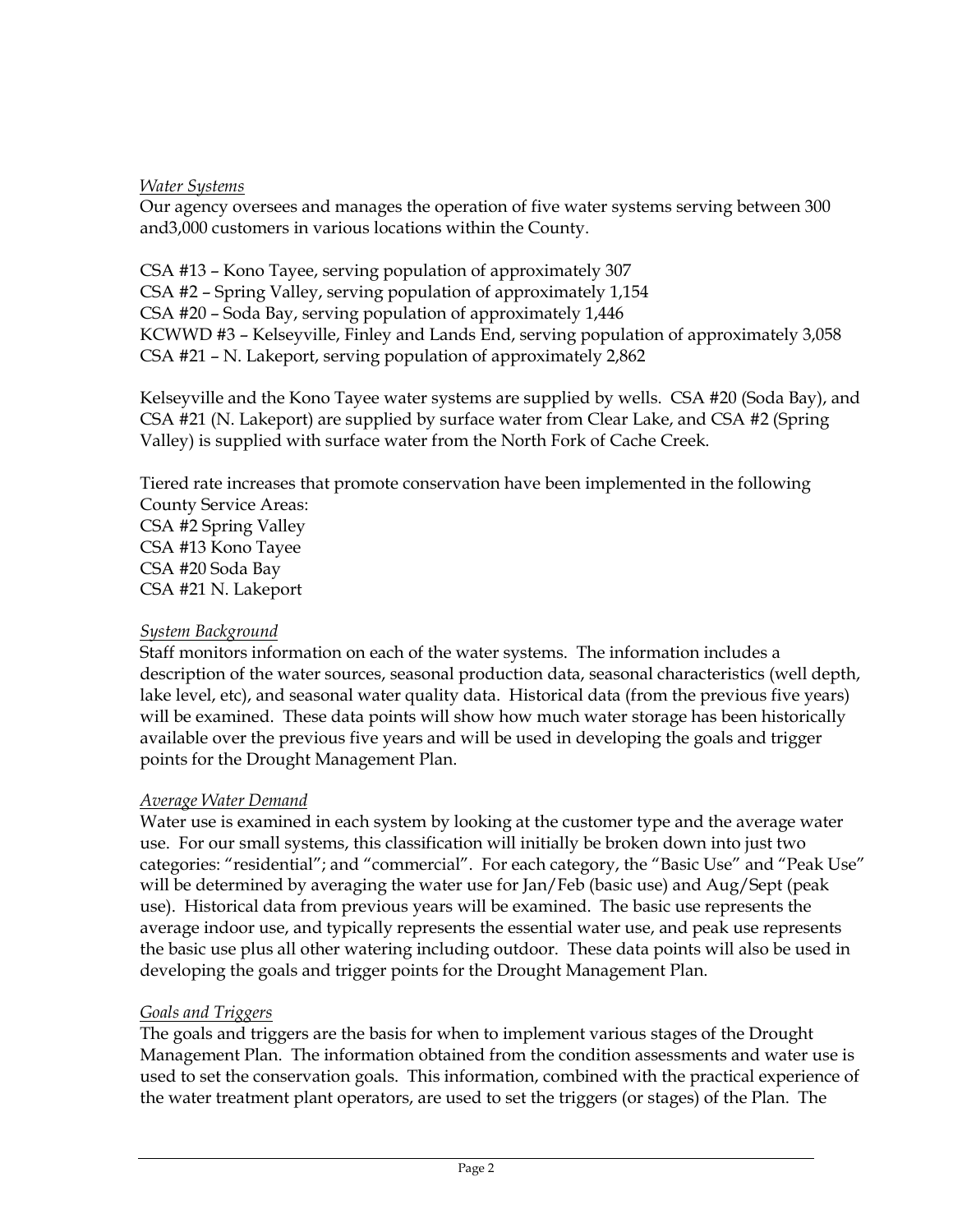*Water Systems*

Our agency oversees and manages the operation of five water systems serving between 300 and3,000 customers in various locations within the County.

CSA #13 – Kono Tayee, serving population of approximately 307
CSA #2 – Spring Valley, serving population of approximately 1,154
CSA #20 – Soda Bay, serving population of approximately 1,446
KCWWD #3 – Kelseyville, Finley and Lands End, serving population of approximately 3,058
CSA #21 – N. Lakeport, serving population of approximately 2,862

Kelseyville and the Kono Tayee water systems are supplied by wells. CSA #20 (Soda Bay), and CSA #21 (N. Lakeport) are supplied by surface water from Clear Lake, and CSA #2 (Spring Valley) is supplied with surface water from the North Fork of Cache Creek.

Tiered rate increases that promote conservation have been implemented in the following County Service Areas:
CSA #2 Spring Valley
CSA #13 Kono Tayee
CSA #20 Soda Bay
CSA #21 N. Lakeport

*System Background*

Staff monitors information on each of the water systems. The information includes a description of the water sources, seasonal production data, seasonal characteristics (well depth, lake level, etc), and seasonal water quality data. Historical data (from the previous five years) will be examined. These data points will show how much water storage has been historically available over the previous five years and will be used in developing the goals and trigger points for the Drought Management Plan.

*Average Water Demand*

Water use is examined in each system by looking at the customer type and the average water use. For our small systems, this classification will initially be broken down into just two categories: "residential"; and "commercial". For each category, the "Basic Use" and "Peak Use" will be determined by averaging the water use for Jan/Feb (basic use) and Aug/Sept (peak use). Historical data from previous years will be examined. The basic use represents the average indoor use, and typically represents the essential water use, and peak use represents the basic use plus all other watering including outdoor. These data points will also be used in developing the goals and trigger points for the Drought Management Plan.

*Goals and Triggers*

The goals and triggers are the basis for when to implement various stages of the Drought Management Plan. The information obtained from the condition assessments and water use is used to set the conservation goals. This information, combined with the practical experience of the water treatment plant operators, are used to set the triggers (or stages) of the Plan. The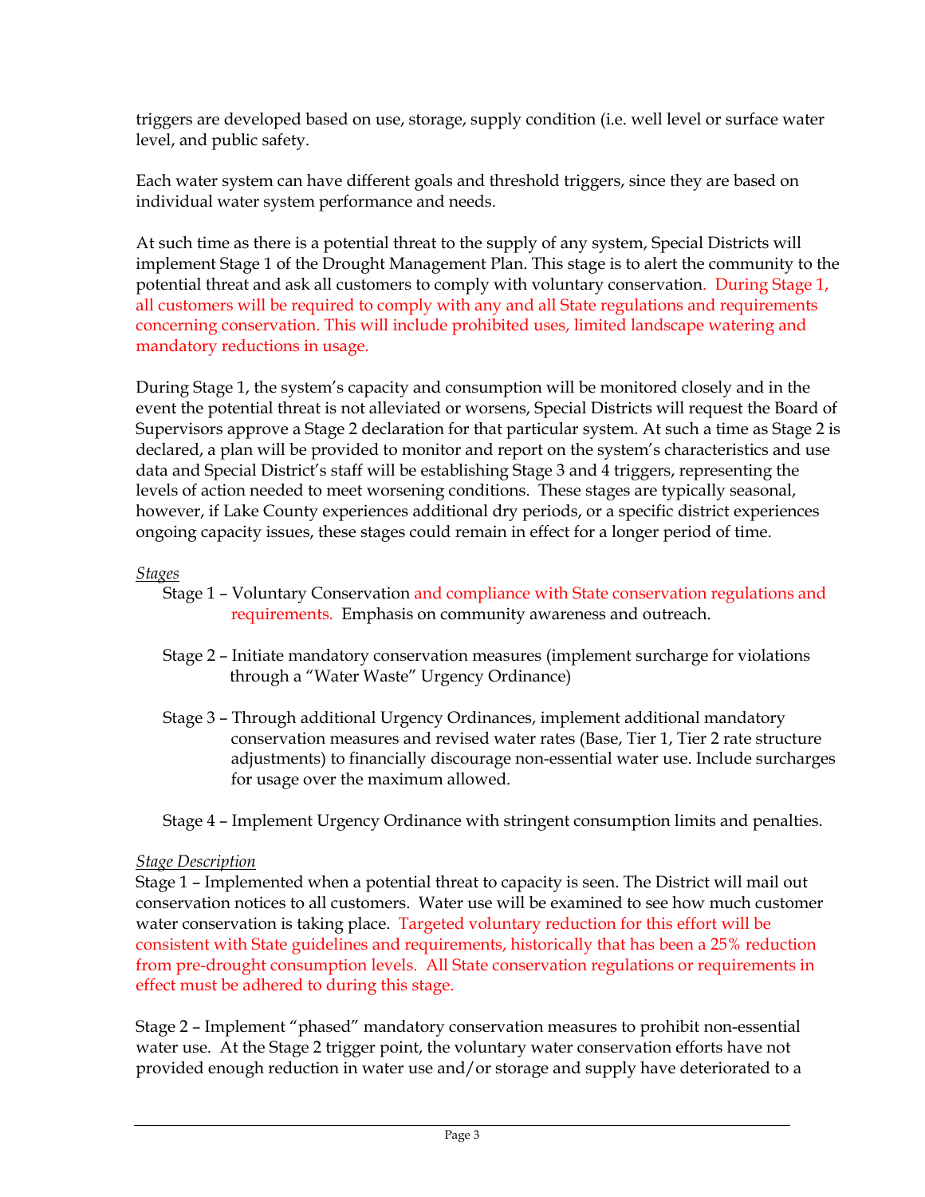triggers are developed based on use, storage, supply condition (i.e. well level or surface water level, and public safety.

Each water system can have different goals and threshold triggers, since they are based on individual water system performance and needs.

At such time as there is a potential threat to the supply of any system, Special Districts will implement Stage 1 of the Drought Management Plan. This stage is to alert the community to the potential threat and ask all customers to comply with voluntary conservation. During Stage 1, all customers will be required to comply with any and all State regulations and requirements concerning conservation. This will include prohibited uses, limited landscape watering and mandatory reductions in usage.

During Stage 1, the system's capacity and consumption will be monitored closely and in the event the potential threat is not alleviated or worsens, Special Districts will request the Board of Supervisors approve a Stage 2 declaration for that particular system. At such a time as Stage 2 is declared, a plan will be provided to monitor and report on the system's characteristics and use data and Special District's staff will be establishing Stage 3 and 4 triggers, representing the levels of action needed to meet worsening conditions. These stages are typically seasonal, however, if Lake County experiences additional dry periods, or a specific district experiences ongoing capacity issues, these stages could remain in effect for a longer period of time.

*Stages*

Stage 1 – Voluntary Conservation and compliance with State conservation regulations and requirements. Emphasis on community awareness and outreach.

Stage 2 – Initiate mandatory conservation measures (implement surcharge for violations through a "Water Waste" Urgency Ordinance)

Stage 3 – Through additional Urgency Ordinances, implement additional mandatory conservation measures and revised water rates (Base, Tier 1, Tier 2 rate structure adjustments) to financially discourage non-essential water use. Include surcharges for usage over the maximum allowed.

Stage 4 – Implement Urgency Ordinance with stringent consumption limits and penalties.

*Stage Description*

Stage 1 – Implemented when a potential threat to capacity is seen. The District will mail out conservation notices to all customers. Water use will be examined to see how much customer water conservation is taking place. Targeted voluntary reduction for this effort will be consistent with State guidelines and requirements, historically that has been a 25% reduction from pre-drought consumption levels. All State conservation regulations or requirements in effect must be adhered to during this stage.

Stage 2 – Implement "phased" mandatory conservation measures to prohibit non-essential water use. At the Stage 2 trigger point, the voluntary water conservation efforts have not provided enough reduction in water use and/or storage and supply have deteriorated to a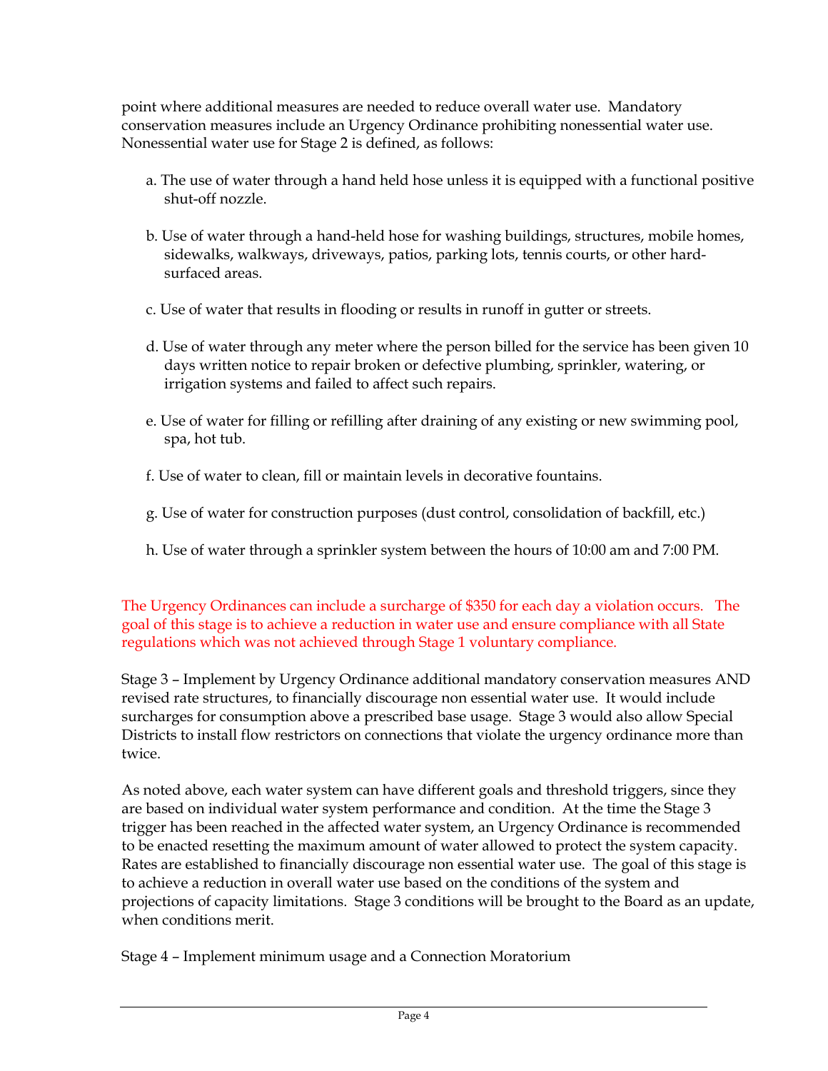point where additional measures are needed to reduce overall water use. Mandatory conservation measures include an Urgency Ordinance prohibiting nonessential water use. Nonessential water use for Stage 2 is defined, as follows:

a. The use of water through a hand held hose unless it is equipped with a functional positive shut-off nozzle.

b. Use of water through a hand-held hose for washing buildings, structures, mobile homes, sidewalks, walkways, driveways, patios, parking lots, tennis courts, or other hard-surfaced areas.

c. Use of water that results in flooding or results in runoff in gutter or streets.

d. Use of water through any meter where the person billed for the service has been given 10 days written notice to repair broken or defective plumbing, sprinkler, watering, or irrigation systems and failed to affect such repairs.

e. Use of water for filling or refilling after draining of any existing or new swimming pool, spa, hot tub.

f. Use of water to clean, fill or maintain levels in decorative fountains.

g. Use of water for construction purposes (dust control, consolidation of backfill, etc.)

h. Use of water through a sprinkler system between the hours of 10:00 am and 7:00 PM.

The Urgency Ordinances can include a surcharge of $350 for each day a violation occurs. The goal of this stage is to achieve a reduction in water use and ensure compliance with all State regulations which was not achieved through Stage 1 voluntary compliance.

Stage 3 – Implement by Urgency Ordinance additional mandatory conservation measures AND revised rate structures, to financially discourage non essential water use. It would include surcharges for consumption above a prescribed base usage. Stage 3 would also allow Special Districts to install flow restrictors on connections that violate the urgency ordinance more than twice.

As noted above, each water system can have different goals and threshold triggers, since they are based on individual water system performance and condition. At the time the Stage 3 trigger has been reached in the affected water system, an Urgency Ordinance is recommended to be enacted resetting the maximum amount of water allowed to protect the system capacity. Rates are established to financially discourage non essential water use. The goal of this stage is to achieve a reduction in overall water use based on the conditions of the system and projections of capacity limitations. Stage 3 conditions will be brought to the Board as an update, when conditions merit.

Stage 4 – Implement minimum usage and a Connection Moratorium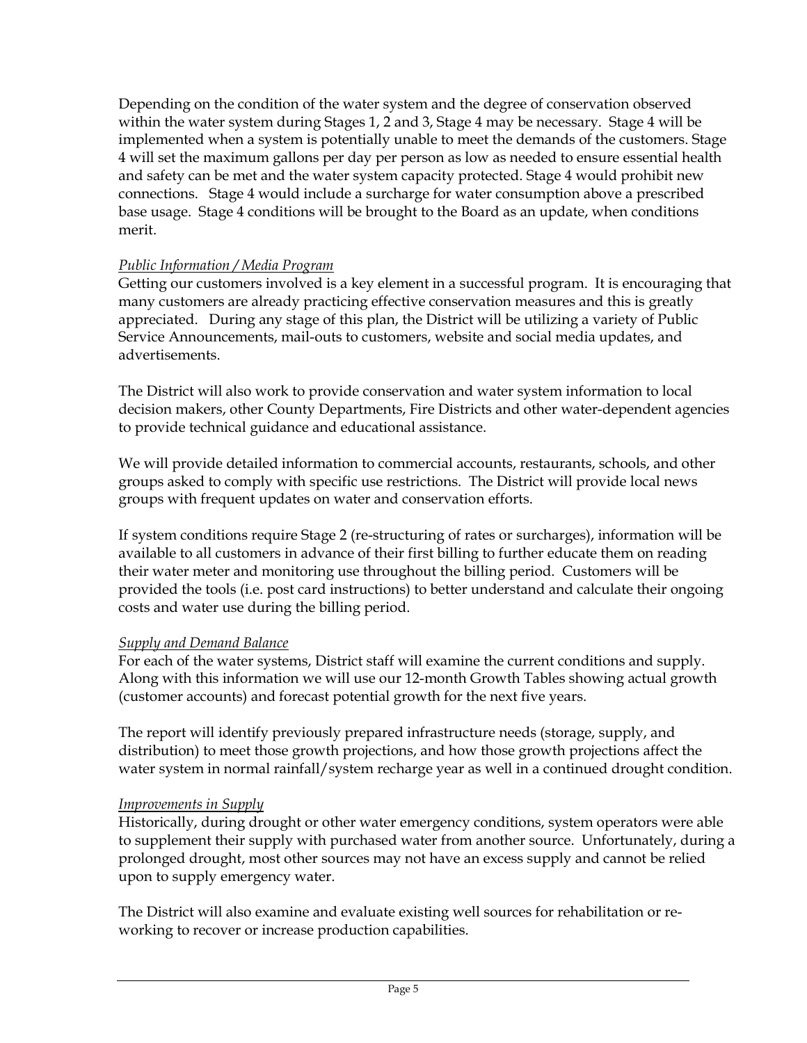Depending on the condition of the water system and the degree of conservation observed within the water system during Stages 1, 2 and 3, Stage 4 may be necessary. Stage 4 will be implemented when a system is potentially unable to meet the demands of the customers. Stage 4 will set the maximum gallons per day per person as low as needed to ensure essential health and safety can be met and the water system capacity protected. Stage 4 would prohibit new connections. Stage 4 would include a surcharge for water consumption above a prescribed base usage. Stage 4 conditions will be brought to the Board as an update, when conditions merit.

*Public Information / Media Program*

Getting our customers involved is a key element in a successful program. It is encouraging that many customers are already practicing effective conservation measures and this is greatly appreciated. During any stage of this plan, the District will be utilizing a variety of Public Service Announcements, mail-outs to customers, website and social media updates, and advertisements.

The District will also work to provide conservation and water system information to local decision makers, other County Departments, Fire Districts and other water-dependent agencies to provide technical guidance and educational assistance.

We will provide detailed information to commercial accounts, restaurants, schools, and other groups asked to comply with specific use restrictions. The District will provide local news groups with frequent updates on water and conservation efforts.

If system conditions require Stage 2 (re-structuring of rates or surcharges), information will be available to all customers in advance of their first billing to further educate them on reading their water meter and monitoring use throughout the billing period. Customers will be provided the tools (i.e. post card instructions) to better understand and calculate their ongoing costs and water use during the billing period.

*Supply and Demand Balance*

For each of the water systems, District staff will examine the current conditions and supply. Along with this information we will use our 12-month Growth Tables showing actual growth (customer accounts) and forecast potential growth for the next five years.

The report will identify previously prepared infrastructure needs (storage, supply, and distribution) to meet those growth projections, and how those growth projections affect the water system in normal rainfall/system recharge year as well in a continued drought condition.

*Improvements in Supply*

Historically, during drought or other water emergency conditions, system operators were able to supplement their supply with purchased water from another source. Unfortunately, during a prolonged drought, most other sources may not have an excess supply and cannot be relied upon to supply emergency water.

The District will also examine and evaluate existing well sources for rehabilitation or re-working to recover or increase production capabilities.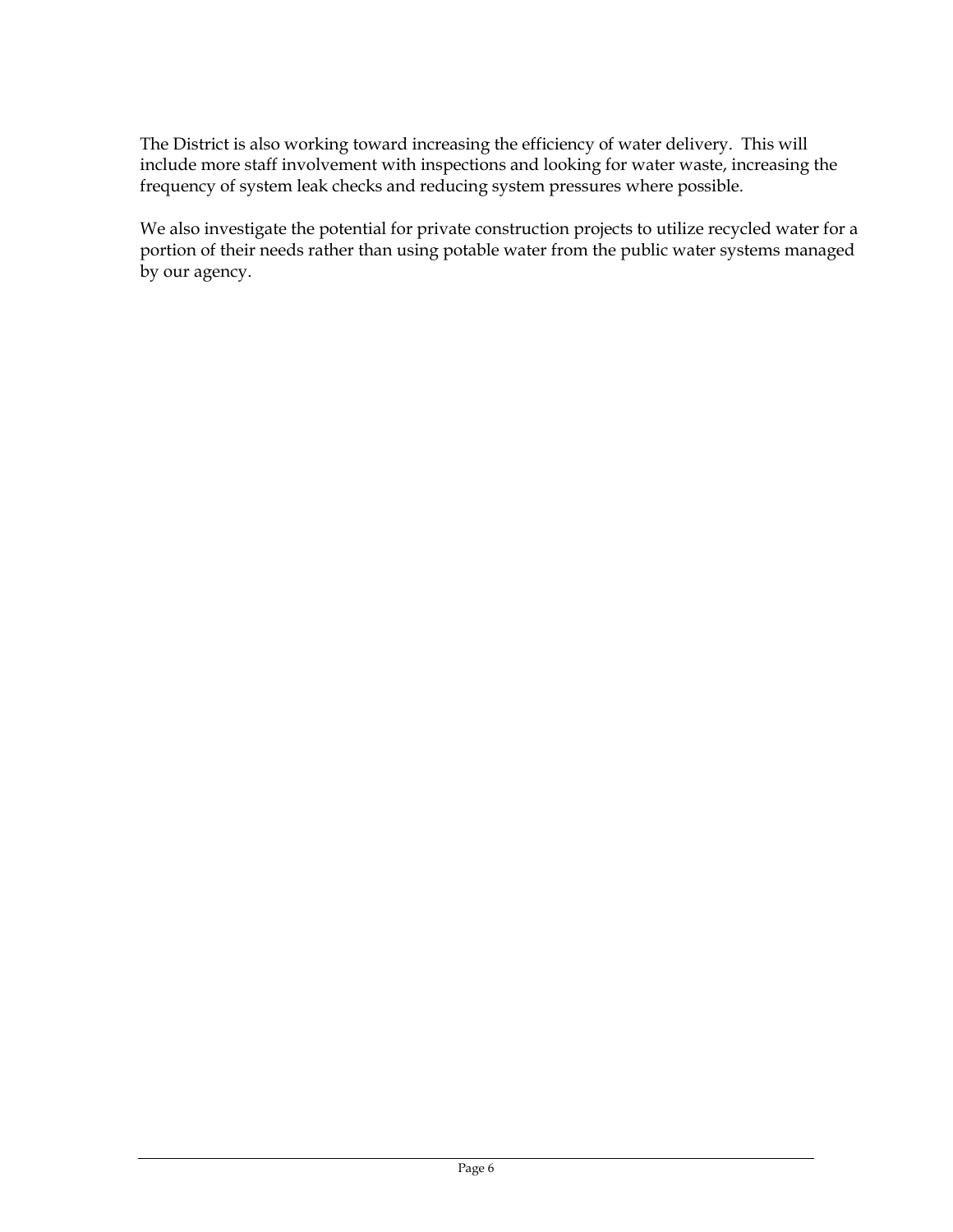The District is also working toward increasing the efficiency of water delivery. This will include more staff involvement with inspections and looking for water waste, increasing the frequency of system leak checks and reducing system pressures where possible.

We also investigate the potential for private construction projects to utilize recycled water for a portion of their needs rather than using potable water from the public water systems managed by our agency.